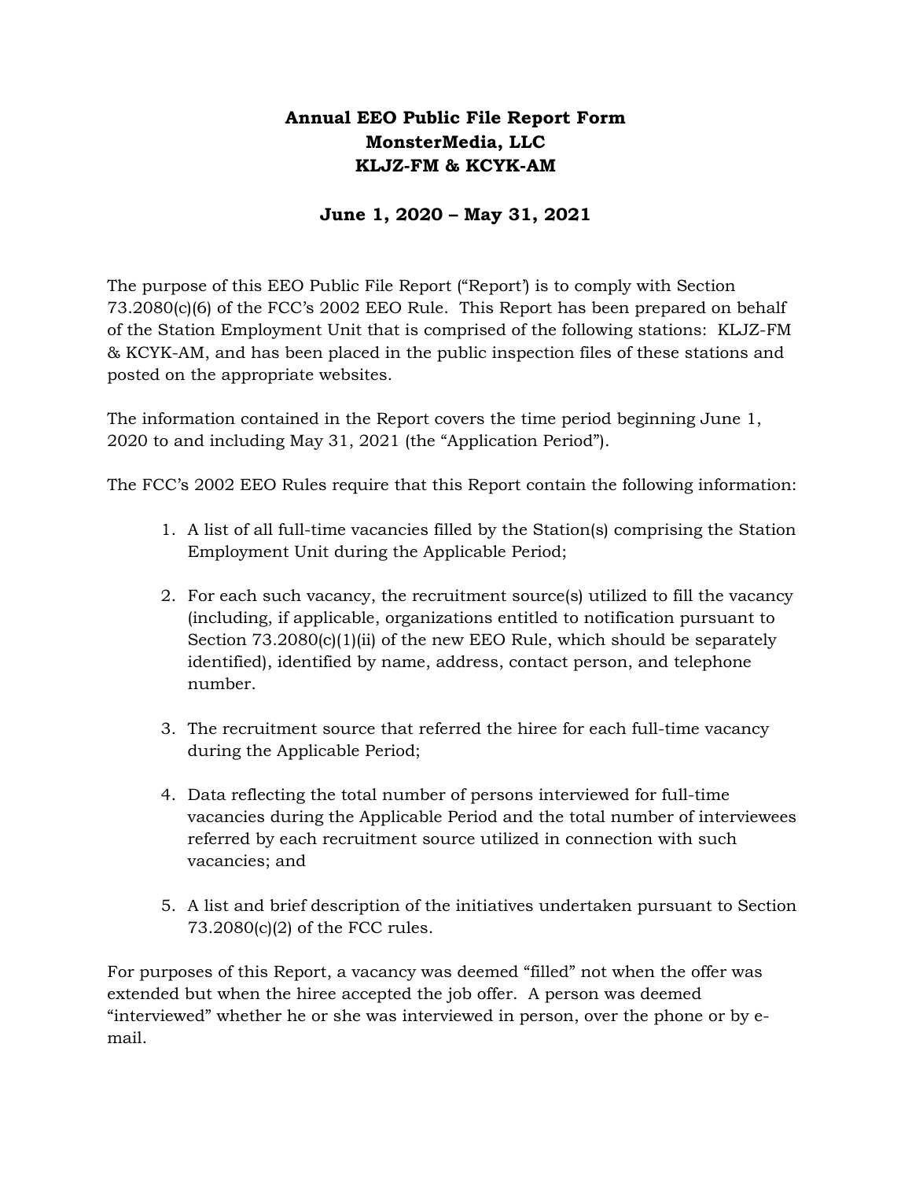# Annual EEO Public File Report Form
# MonsterMedia, LLC
# KLJZ-FM & KCYK-AM

## June 1, 2020 – May 31, 2021

The purpose of this EEO Public File Report ("Report') is to comply with Section 73.2080(c)(6) of the FCC's 2002 EEO Rule. This Report has been prepared on behalf of the Station Employment Unit that is comprised of the following stations: KLJZ-FM & KCYK-AM, and has been placed in the public inspection files of these stations and posted on the appropriate websites.

The information contained in the Report covers the time period beginning June 1, 2020 to and including May 31, 2021 (the "Application Period").

The FCC's 2002 EEO Rules require that this Report contain the following information:

1. A list of all full-time vacancies filled by the Station(s) comprising the Station Employment Unit during the Applicable Period;

2. For each such vacancy, the recruitment source(s) utilized to fill the vacancy (including, if applicable, organizations entitled to notification pursuant to Section 73.2080(c)(1)(ii) of the new EEO Rule, which should be separately identified), identified by name, address, contact person, and telephone number.

3. The recruitment source that referred the hiree for each full-time vacancy during the Applicable Period;

4. Data reflecting the total number of persons interviewed for full-time vacancies during the Applicable Period and the total number of interviewees referred by each recruitment source utilized in connection with such vacancies; and

5. A list and brief description of the initiatives undertaken pursuant to Section 73.2080(c)(2) of the FCC rules.

For purposes of this Report, a vacancy was deemed "filled" not when the offer was extended but when the hiree accepted the job offer. A person was deemed "interviewed" whether he or she was interviewed in person, over the phone or by e-mail.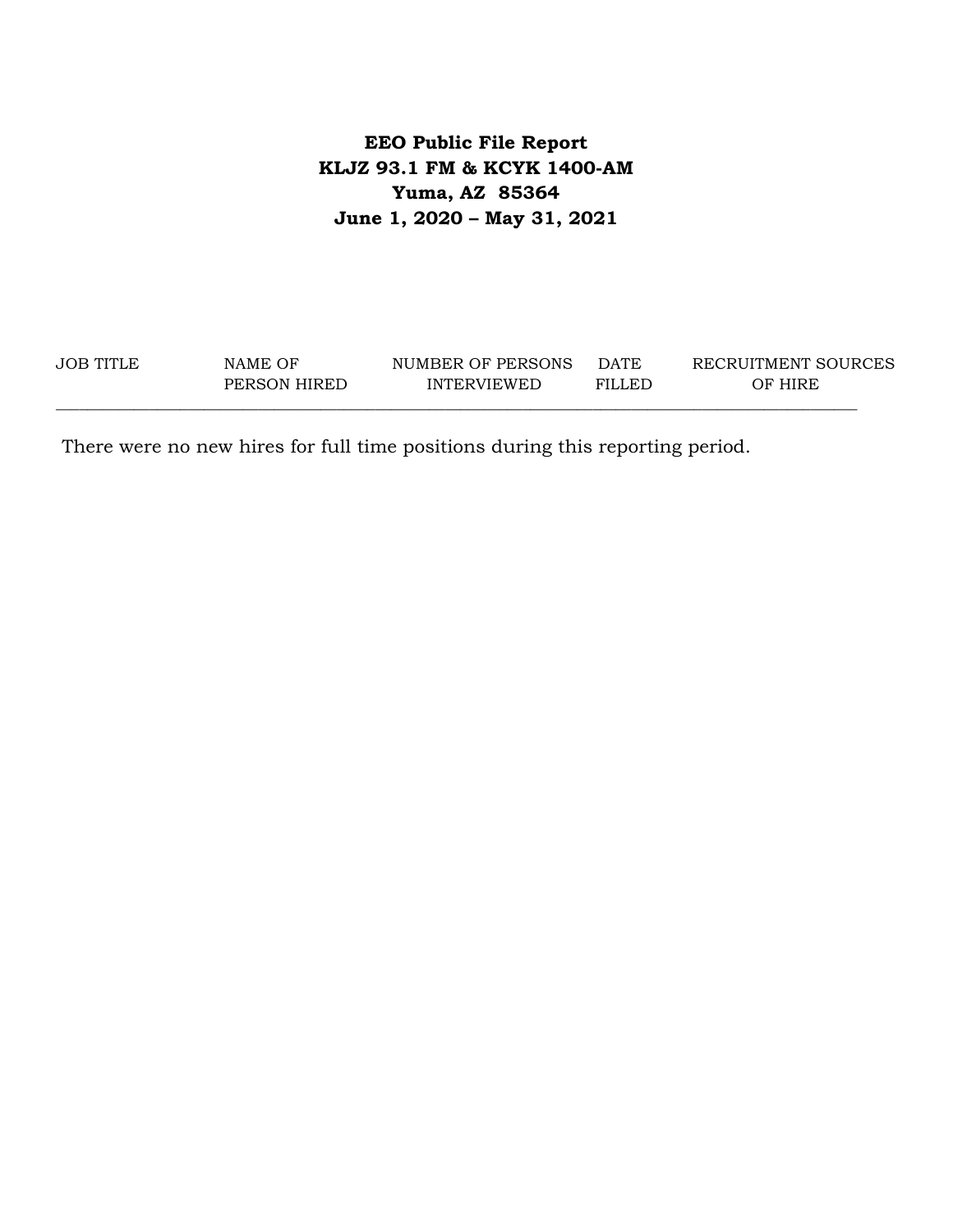**EEO Public File Report**
**KLJZ 93.1 FM & KCYK 1400-AM**
**Yuma, AZ 85364**
**June 1, 2020 – May 31, 2021**

| JOB TITLE | NAME OF PERSON HIRED | NUMBER OF PERSONS INTERVIEWED | DATE FILLED | RECRUITMENT SOURCES OF HIRE |
|---|---|---|---|---|

There were no new hires for full time positions during this reporting period.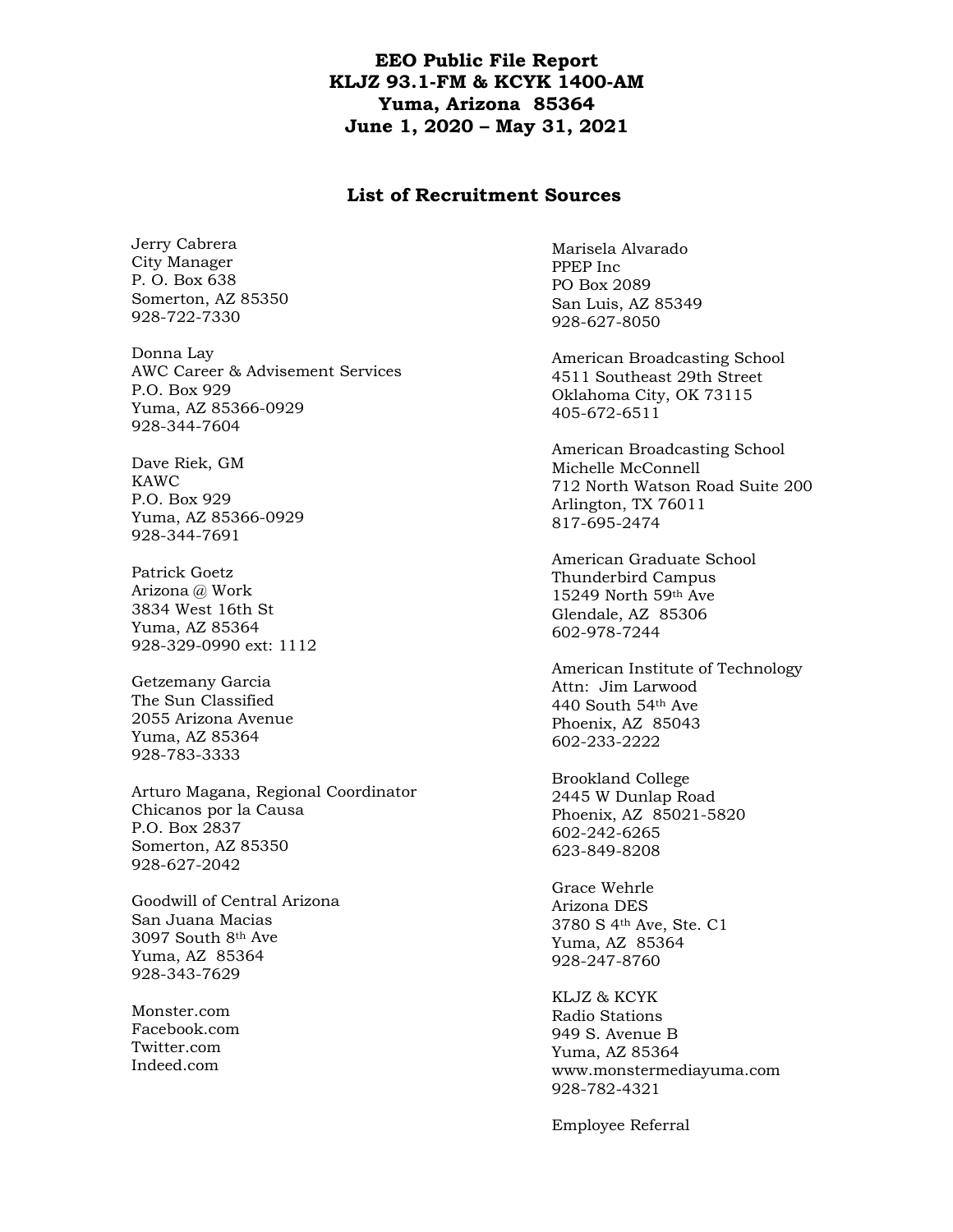# EEO Public File Report
# KLJZ 93.1-FM & KCYK 1400-AM
# Yuma, Arizona 85364
# June 1, 2020 – May 31, 2021

## List of Recruitment Sources

Jerry Cabrera
City Manager
P. O. Box 638
Somerton, AZ 85350
928-722-7330

Donna Lay
AWC Career & Advisement Services
P.O. Box 929
Yuma, AZ 85366-0929
928-344-7604

Dave Riek, GM
KAWC
P.O. Box 929
Yuma, AZ 85366-0929
928-344-7691

Patrick Goetz
Arizona @ Work
3834 West 16th St
Yuma, AZ 85364
928-329-0990 ext: 1112

Getzemany Garcia
The Sun Classified
2055 Arizona Avenue
Yuma, AZ 85364
928-783-3333

Arturo Magana, Regional Coordinator
Chicanos por la Causa
P.O. Box 2837
Somerton, AZ 85350
928-627-2042

Goodwill of Central Arizona
San Juana Macias
3097 South 8th Ave
Yuma, AZ 85364
928-343-7629

Monster.com
Facebook.com
Twitter.com
Indeed.com

Marisela Alvarado
PPEP Inc
PO Box 2089
San Luis, AZ 85349
928-627-8050

American Broadcasting School
4511 Southeast 29th Street
Oklahoma City, OK 73115
405-672-6511

American Broadcasting School
Michelle McConnell
712 North Watson Road Suite 200
Arlington, TX 76011
817-695-2474

American Graduate School
Thunderbird Campus
15249 North 59th Ave
Glendale, AZ 85306
602-978-7244

American Institute of Technology
Attn: Jim Larwood
440 South 54th Ave
Phoenix, AZ 85043
602-233-2222

Brookland College
2445 W Dunlap Road
Phoenix, AZ 85021-5820
602-242-6265
623-849-8208

Grace Wehrle
Arizona DES
3780 S 4th Ave, Ste. C1
Yuma, AZ 85364
928-247-8760

KLJZ & KCYK
Radio Stations
949 S. Avenue B
Yuma, AZ 85364
www.monstermediayuma.com
928-782-4321

Employee Referral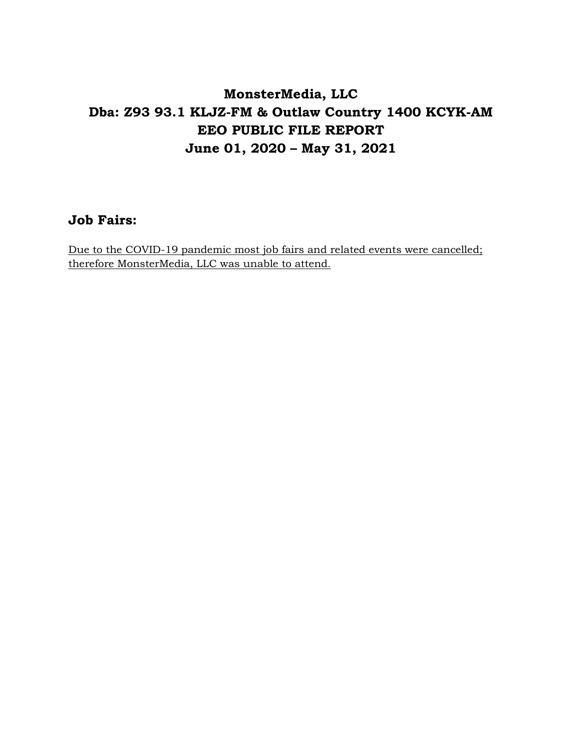# MonsterMedia, LLC
# Dba: Z93 93.1 KLJZ-FM & Outlaw Country 1400 KCYK-AM
# EEO PUBLIC FILE REPORT
# June 01, 2020 – May 31, 2021

## Job Fairs:

Due to the COVID-19 pandemic most job fairs and related events were cancelled; therefore MonsterMedia, LLC was unable to attend.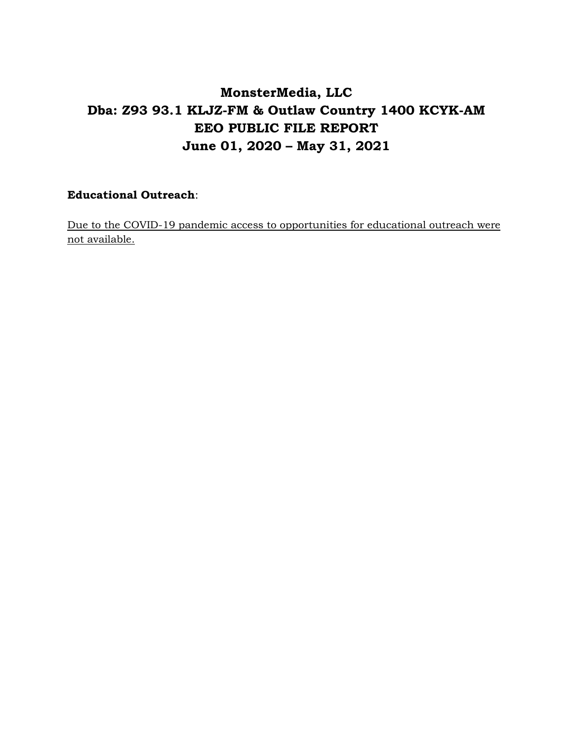# MonsterMedia, LLC
# Dba: Z93 93.1 KLJZ-FM & Outlaw Country 1400 KCYK-AM
# EEO PUBLIC FILE REPORT
# June 01, 2020 – May 31, 2021

**Educational Outreach**:

<u>Due to the COVID-19 pandemic access to opportunities for educational outreach were not available.</u>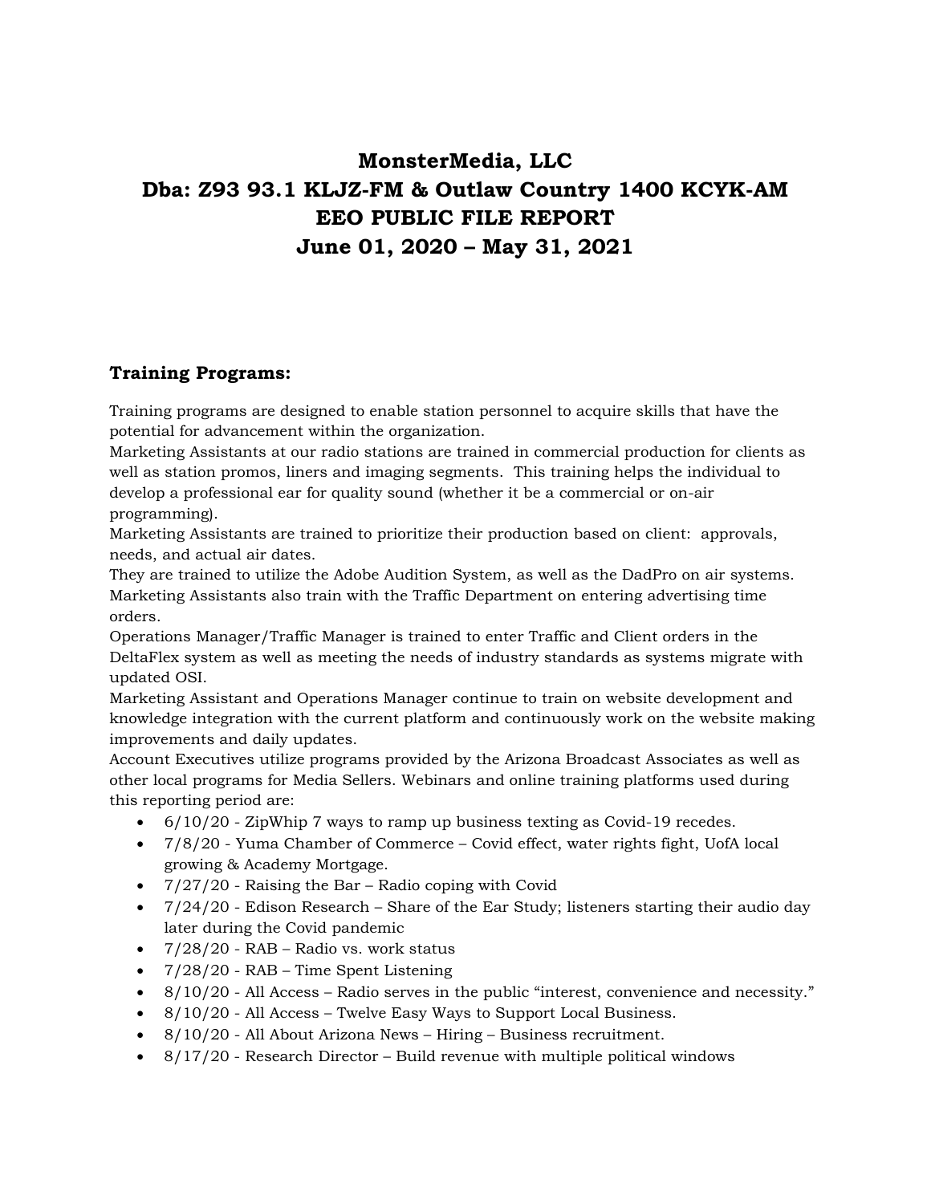# MonsterMedia, LLC
# Dba: Z93 93.1 KLJZ-FM & Outlaw Country 1400 KCYK-AM
# EEO PUBLIC FILE REPORT
# June 01, 2020 – May 31, 2021

## Training Programs:

Training programs are designed to enable station personnel to acquire skills that have the potential for advancement within the organization.

Marketing Assistants at our radio stations are trained in commercial production for clients as well as station promos, liners and imaging segments. This training helps the individual to develop a professional ear for quality sound (whether it be a commercial or on-air programming).

Marketing Assistants are trained to prioritize their production based on client: approvals, needs, and actual air dates.

They are trained to utilize the Adobe Audition System, as well as the DadPro on air systems. Marketing Assistants also train with the Traffic Department on entering advertising time orders.

Operations Manager/Traffic Manager is trained to enter Traffic and Client orders in the DeltaFlex system as well as meeting the needs of industry standards as systems migrate with updated OSI.

Marketing Assistant and Operations Manager continue to train on website development and knowledge integration with the current platform and continuously work on the website making improvements and daily updates.

Account Executives utilize programs provided by the Arizona Broadcast Associates as well as other local programs for Media Sellers. Webinars and online training platforms used during this reporting period are:

- 6/10/20 - ZipWhip 7 ways to ramp up business texting as Covid-19 recedes.
- 7/8/20 - Yuma Chamber of Commerce – Covid effect, water rights fight, UofA local growing & Academy Mortgage.
- 7/27/20 - Raising the Bar – Radio coping with Covid
- 7/24/20 - Edison Research – Share of the Ear Study; listeners starting their audio day later during the Covid pandemic
- 7/28/20 - RAB – Radio vs. work status
- 7/28/20 - RAB – Time Spent Listening
- 8/10/20 - All Access – Radio serves in the public "interest, convenience and necessity."
- 8/10/20 - All Access – Twelve Easy Ways to Support Local Business.
- 8/10/20 - All About Arizona News – Hiring – Business recruitment.
- 8/17/20 - Research Director – Build revenue with multiple political windows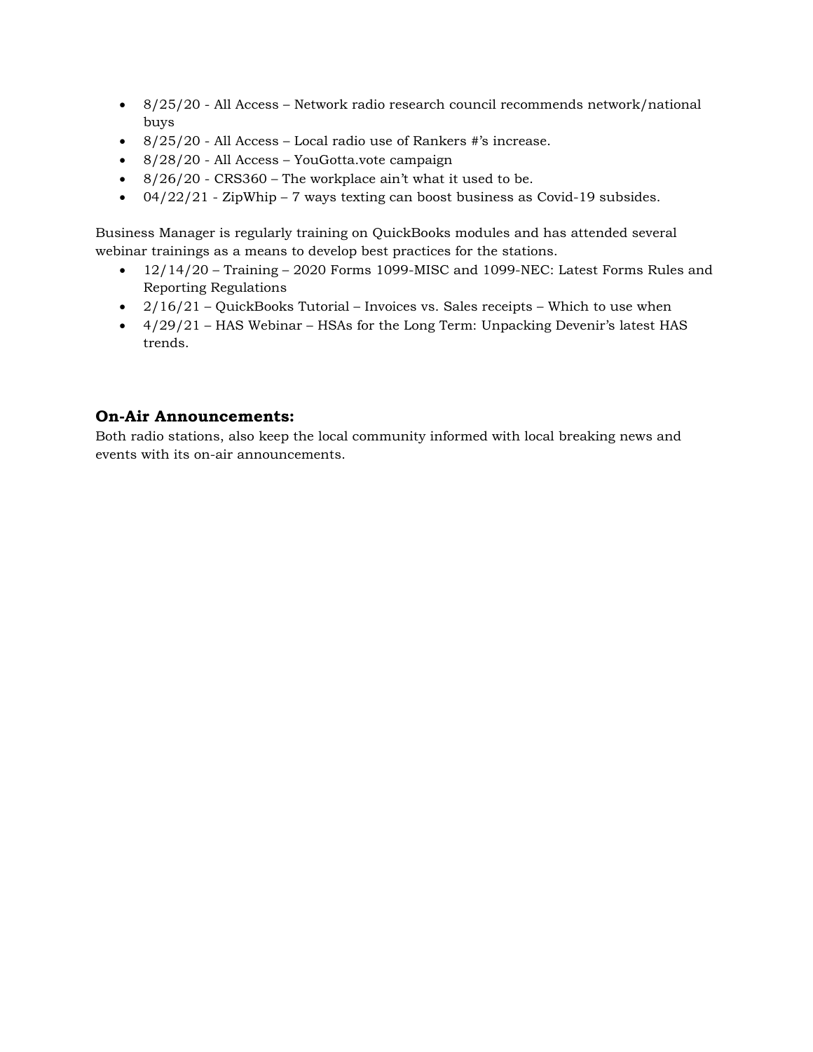- 8/25/20 - All Access – Network radio research council recommends network/national buys
- 8/25/20 - All Access – Local radio use of Rankers #'s increase.
- 8/28/20 - All Access – YouGotta.vote campaign
- 8/26/20 - CRS360 – The workplace ain't what it used to be.
- 04/22/21 - ZipWhip – 7 ways texting can boost business as Covid-19 subsides.

Business Manager is regularly training on QuickBooks modules and has attended several webinar trainings as a means to develop best practices for the stations.

- 12/14/20 – Training – 2020 Forms 1099-MISC and 1099-NEC: Latest Forms Rules and Reporting Regulations
- 2/16/21 – QuickBooks Tutorial – Invoices vs. Sales receipts – Which to use when
- 4/29/21 – HAS Webinar – HSAs for the Long Term: Unpacking Devenir's latest HAS trends.

### On-Air Announcements:

Both radio stations, also keep the local community informed with local breaking news and events with its on-air announcements.